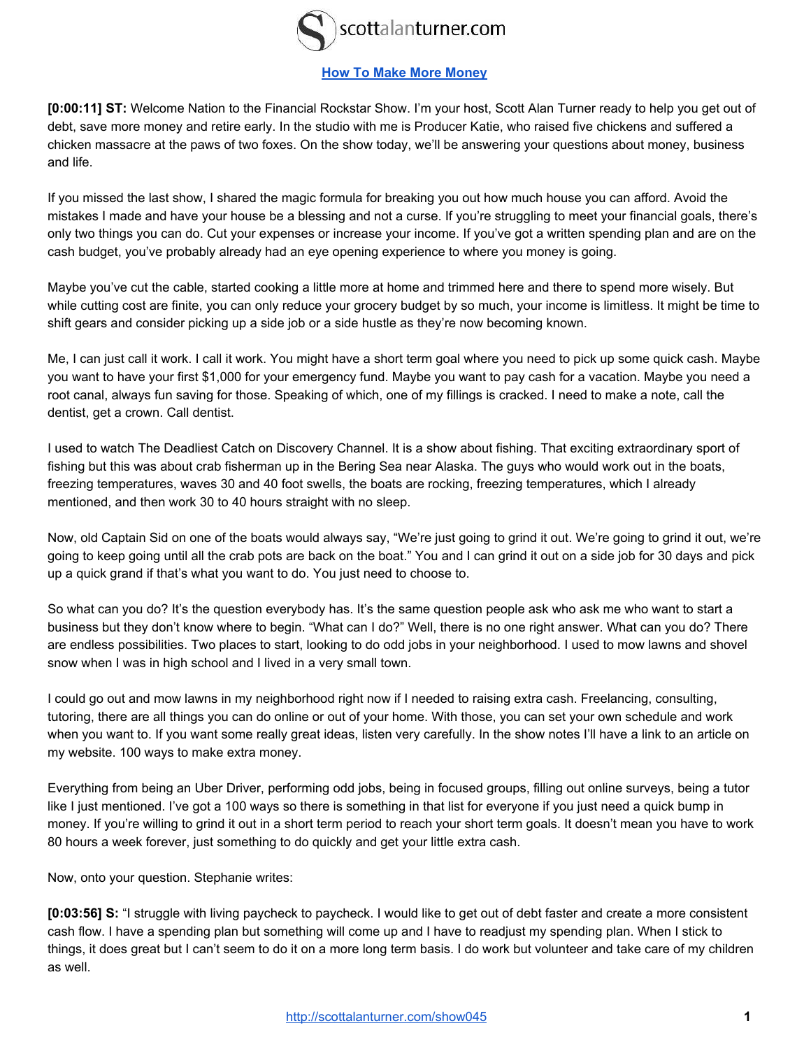# How To Make More Money

**[0:00:11] ST:** Welcome Nation to the Financial Rockstar Show. I'm your host, Scott Alan Turner ready to help you get out of debt, save more money and retire early. In the studio with me is Producer Katie, who raised five chickens and suffered a chicken massacre at the paws of two foxes. On the show today, we'll be answering your questions about money, business and life.

If you missed the last show, I shared the magic formula for breaking you out how much house you can afford. Avoid the mistakes I made and have your house be a blessing and not a curse. If you're struggling to meet your financial goals, there's only two things you can do. Cut your expenses or increase your income. If you've got a written spending plan and are on the cash budget, you've probably already had an eye opening experience to where you money is going.

Maybe you've cut the cable, started cooking a little more at home and trimmed here and there to spend more wisely. But while cutting cost are finite, you can only reduce your grocery budget by so much, your income is limitless. It might be time to shift gears and consider picking up a side job or a side hustle as they're now becoming known.

Me, I can just call it work. I call it work. You might have a short term goal where you need to pick up some quick cash. Maybe you want to have your first $1,000 for your emergency fund. Maybe you want to pay cash for a vacation. Maybe you need a root canal, always fun saving for those. Speaking of which, one of my fillings is cracked. I need to make a note, call the dentist, get a crown. Call dentist.

I used to watch The Deadliest Catch on Discovery Channel. It is a show about fishing. That exciting extraordinary sport of fishing but this was about crab fisherman up in the Bering Sea near Alaska. The guys who would work out in the boats, freezing temperatures, waves 30 and 40 foot swells, the boats are rocking, freezing temperatures, which I already mentioned, and then work 30 to 40 hours straight with no sleep.

Now, old Captain Sid on one of the boats would always say, "We're just going to grind it out. We're going to grind it out, we're going to keep going until all the crab pots are back on the boat." You and I can grind it out on a side job for 30 days and pick up a quick grand if that's what you want to do. You just need to choose to.

So what can you do? It's the question everybody has. It's the same question people ask who ask me who want to start a business but they don't know where to begin. "What can I do?" Well, there is no one right answer. What can you do? There are endless possibilities. Two places to start, looking to do odd jobs in your neighborhood. I used to mow lawns and shovel snow when I was in high school and I lived in a very small town.

I could go out and mow lawns in my neighborhood right now if I needed to raising extra cash. Freelancing, consulting, tutoring, there are all things you can do online or out of your home. With those, you can set your own schedule and work when you want to. If you want some really great ideas, listen very carefully. In the show notes I'll have a link to an article on my website. 100 ways to make extra money.

Everything from being an Uber Driver, performing odd jobs, being in focused groups, filling out online surveys, being a tutor like I just mentioned. I've got a 100 ways so there is something in that list for everyone if you just need a quick bump in money. If you're willing to grind it out in a short term period to reach your short term goals. It doesn't mean you have to work 80 hours a week forever, just something to do quickly and get your little extra cash.

Now, onto your question. Stephanie writes:

**[0:03:56] S:** "I struggle with living paycheck to paycheck. I would like to get out of debt faster and create a more consistent cash flow. I have a spending plan but something will come up and I have to readjust my spending plan. When I stick to things, it does great but I can't seem to do it on a more long term basis. I do work but volunteer and take care of my children as well.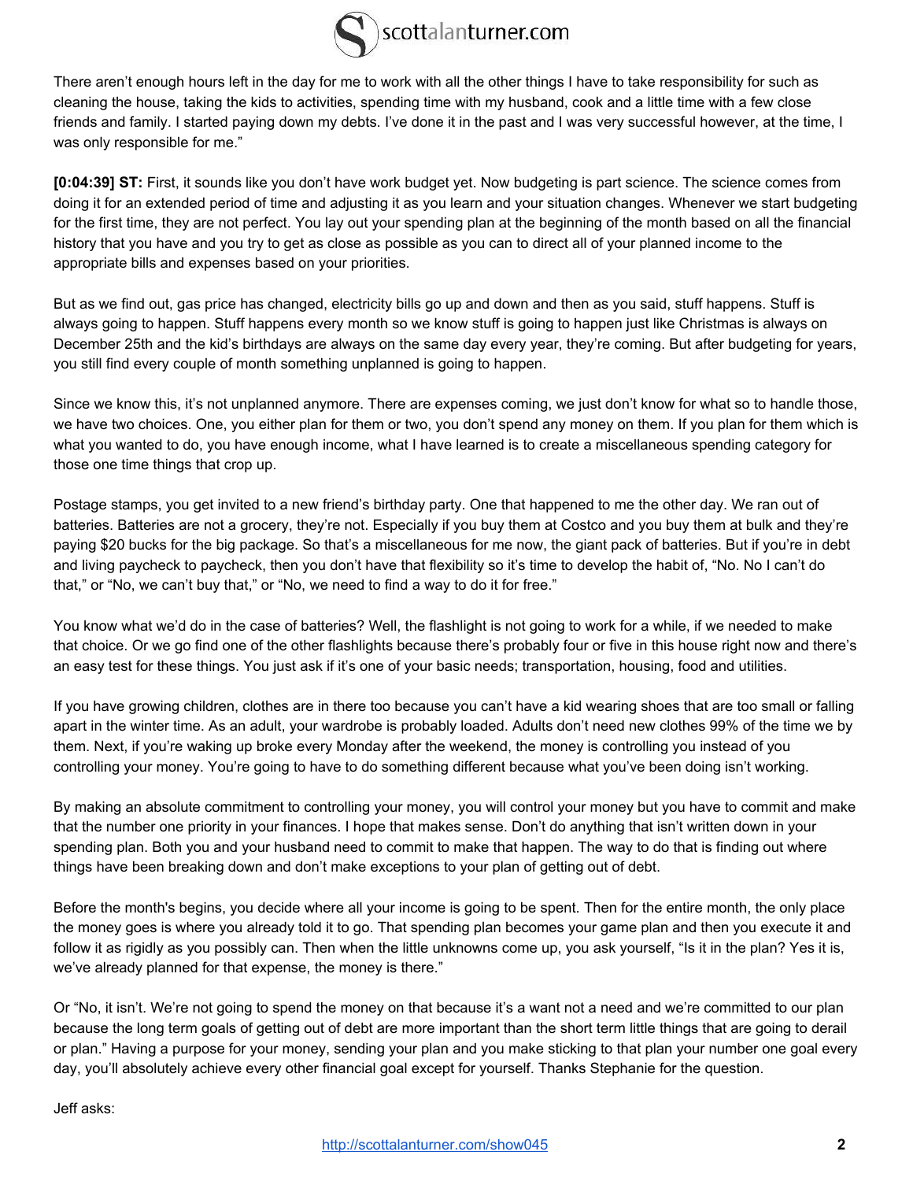There aren't enough hours left in the day for me to work with all the other things I have to take responsibility for such as cleaning the house, taking the kids to activities, spending time with my husband, cook and a little time with a few close friends and family. I started paying down my debts. I've done it in the past and I was very successful however, at the time, I was only responsible for me."

**[0:04:39] ST:** First, it sounds like you don't have work budget yet. Now budgeting is part science. The science comes from doing it for an extended period of time and adjusting it as you learn and your situation changes. Whenever we start budgeting for the first time, they are not perfect. You lay out your spending plan at the beginning of the month based on all the financial history that you have and you try to get as close as possible as you can to direct all of your planned income to the appropriate bills and expenses based on your priorities.

But as we find out, gas price has changed, electricity bills go up and down and then as you said, stuff happens. Stuff is always going to happen. Stuff happens every month so we know stuff is going to happen just like Christmas is always on December 25th and the kid's birthdays are always on the same day every year, they're coming. But after budgeting for years, you still find every couple of month something unplanned is going to happen.

Since we know this, it's not unplanned anymore. There are expenses coming, we just don't know for what so to handle those, we have two choices. One, you either plan for them or two, you don't spend any money on them. If you plan for them which is what you wanted to do, you have enough income, what I have learned is to create a miscellaneous spending category for those one time things that crop up.

Postage stamps, you get invited to a new friend's birthday party. One that happened to me the other day. We ran out of batteries. Batteries are not a grocery, they're not. Especially if you buy them at Costco and you buy them at bulk and they're paying $20 bucks for the big package. So that's a miscellaneous for me now, the giant pack of batteries. But if you're in debt and living paycheck to paycheck, then you don't have that flexibility so it's time to develop the habit of, "No. No I can't do that," or "No, we can't buy that," or "No, we need to find a way to do it for free."

You know what we'd do in the case of batteries? Well, the flashlight is not going to work for a while, if we needed to make that choice. Or we go find one of the other flashlights because there's probably four or five in this house right now and there's an easy test for these things. You just ask if it's one of your basic needs; transportation, housing, food and utilities.

If you have growing children, clothes are in there too because you can't have a kid wearing shoes that are too small or falling apart in the winter time. As an adult, your wardrobe is probably loaded. Adults don't need new clothes 99% of the time we by them. Next, if you're waking up broke every Monday after the weekend, the money is controlling you instead of you controlling your money. You're going to have to do something different because what you've been doing isn't working.

By making an absolute commitment to controlling your money, you will control your money but you have to commit and make that the number one priority in your finances. I hope that makes sense. Don't do anything that isn't written down in your spending plan. Both you and your husband need to commit to make that happen. The way to do that is finding out where things have been breaking down and don't make exceptions to your plan of getting out of debt.

Before the month's begins, you decide where all your income is going to be spent. Then for the entire month, the only place the money goes is where you already told it to go. That spending plan becomes your game plan and then you execute it and follow it as rigidly as you possibly can. Then when the little unknowns come up, you ask yourself, "Is it in the plan? Yes it is, we've already planned for that expense, the money is there."

Or "No, it isn't. We're not going to spend the money on that because it's a want not a need and we're committed to our plan because the long term goals of getting out of debt are more important than the short term little things that are going to derail or plan." Having a purpose for your money, sending your plan and you make sticking to that plan your number one goal every day, you'll absolutely achieve every other financial goal except for yourself. Thanks Stephanie for the question.

Jeff asks: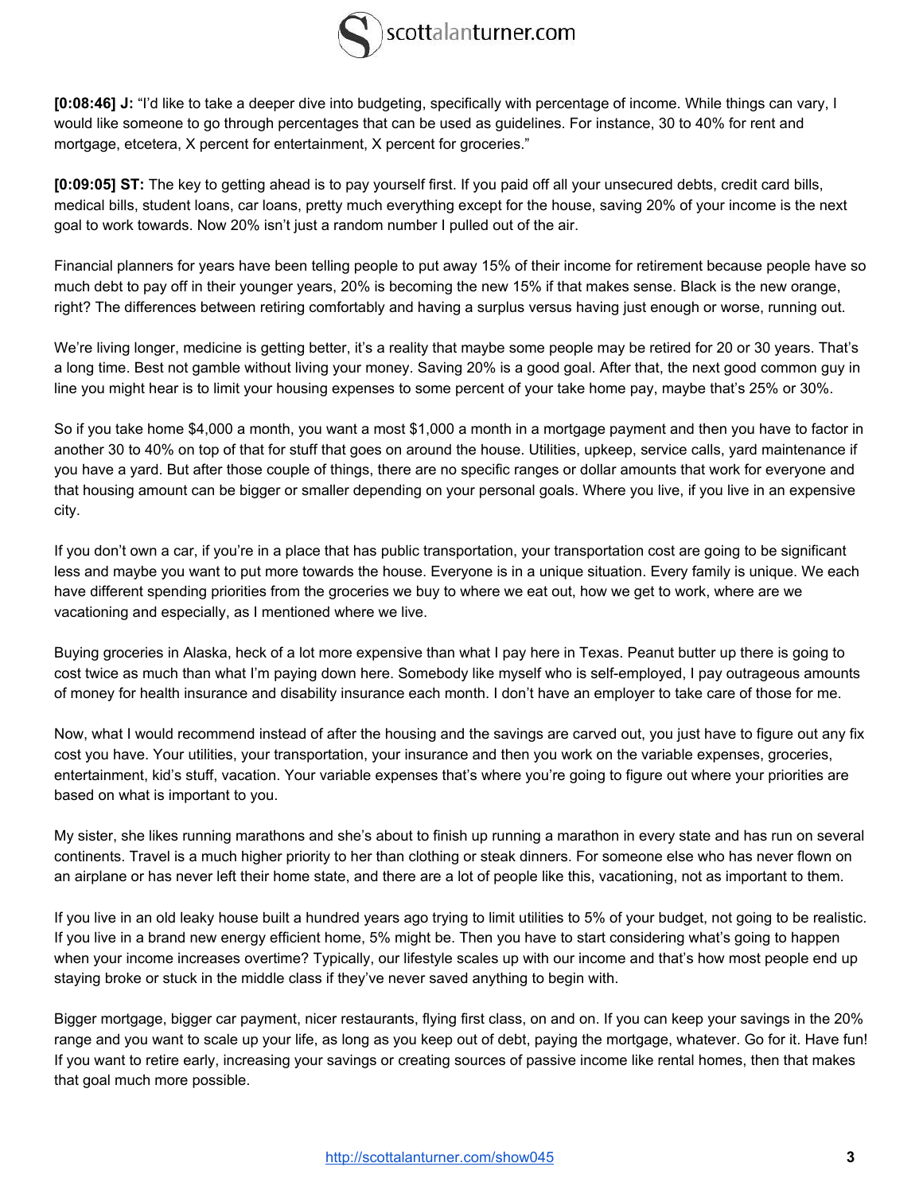**[0:08:46] J:** "I'd like to take a deeper dive into budgeting, specifically with percentage of income. While things can vary, I would like someone to go through percentages that can be used as guidelines. For instance, 30 to 40% for rent and mortgage, etcetera, X percent for entertainment, X percent for groceries."

**[0:09:05] ST:** The key to getting ahead is to pay yourself first. If you paid off all your unsecured debts, credit card bills, medical bills, student loans, car loans, pretty much everything except for the house, saving 20% of your income is the next goal to work towards. Now 20% isn't just a random number I pulled out of the air.

Financial planners for years have been telling people to put away 15% of their income for retirement because people have so much debt to pay off in their younger years, 20% is becoming the new 15% if that makes sense. Black is the new orange, right? The differences between retiring comfortably and having a surplus versus having just enough or worse, running out.

We're living longer, medicine is getting better, it's a reality that maybe some people may be retired for 20 or 30 years. That's a long time. Best not gamble without living your money. Saving 20% is a good goal. After that, the next good common guy in line you might hear is to limit your housing expenses to some percent of your take home pay, maybe that's 25% or 30%.

So if you take home $4,000 a month, you want a most $1,000 a month in a mortgage payment and then you have to factor in another 30 to 40% on top of that for stuff that goes on around the house. Utilities, upkeep, service calls, yard maintenance if you have a yard. But after those couple of things, there are no specific ranges or dollar amounts that work for everyone and that housing amount can be bigger or smaller depending on your personal goals. Where you live, if you live in an expensive city.

If you don't own a car, if you're in a place that has public transportation, your transportation cost are going to be significant less and maybe you want to put more towards the house. Everyone is in a unique situation. Every family is unique. We each have different spending priorities from the groceries we buy to where we eat out, how we get to work, where are we vacationing and especially, as I mentioned where we live.

Buying groceries in Alaska, heck of a lot more expensive than what I pay here in Texas. Peanut butter up there is going to cost twice as much than what I'm paying down here. Somebody like myself who is self-employed, I pay outrageous amounts of money for health insurance and disability insurance each month. I don't have an employer to take care of those for me.

Now, what I would recommend instead of after the housing and the savings are carved out, you just have to figure out any fix cost you have. Your utilities, your transportation, your insurance and then you work on the variable expenses, groceries, entertainment, kid's stuff, vacation. Your variable expenses that's where you're going to figure out where your priorities are based on what is important to you.

My sister, she likes running marathons and she's about to finish up running a marathon in every state and has run on several continents. Travel is a much higher priority to her than clothing or steak dinners. For someone else who has never flown on an airplane or has never left their home state, and there are a lot of people like this, vacationing, not as important to them.

If you live in an old leaky house built a hundred years ago trying to limit utilities to 5% of your budget, not going to be realistic. If you live in a brand new energy efficient home, 5% might be. Then you have to start considering what's going to happen when your income increases overtime? Typically, our lifestyle scales up with our income and that's how most people end up staying broke or stuck in the middle class if they've never saved anything to begin with.

Bigger mortgage, bigger car payment, nicer restaurants, flying first class, on and on. If you can keep your savings in the 20% range and you want to scale up your life, as long as you keep out of debt, paying the mortgage, whatever. Go for it. Have fun! If you want to retire early, increasing your savings or creating sources of passive income like rental homes, then that makes that goal much more possible.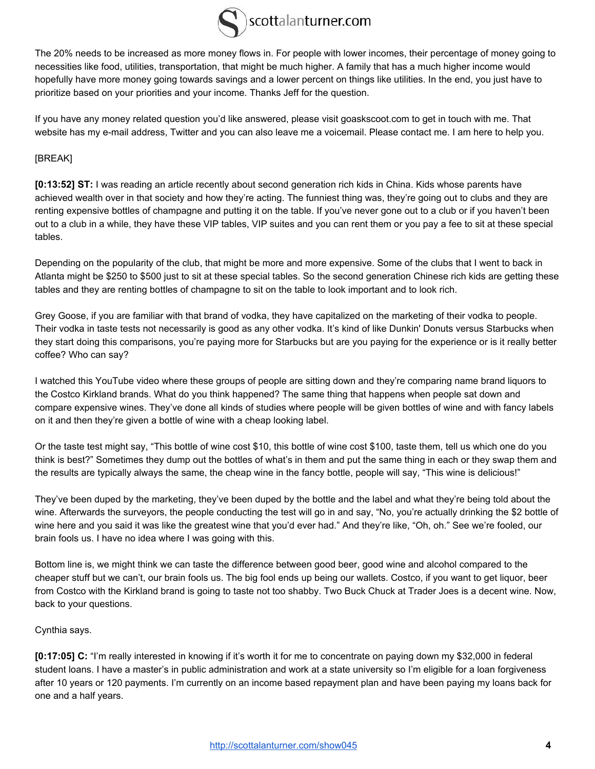The 20% needs to be increased as more money flows in. For people with lower incomes, their percentage of money going to necessities like food, utilities, transportation, that might be much higher. A family that has a much higher income would hopefully have more money going towards savings and a lower percent on things like utilities. In the end, you just have to prioritize based on your priorities and your income. Thanks Jeff for the question.

If you have any money related question you'd like answered, please visit goaskscoot.com to get in touch with me. That website has my e-mail address, Twitter and you can also leave me a voicemail. Please contact me. I am here to help you.

[BREAK]

**[0:13:52] ST:** I was reading an article recently about second generation rich kids in China. Kids whose parents have achieved wealth over in that society and how they're acting. The funniest thing was, they're going out to clubs and they are renting expensive bottles of champagne and putting it on the table. If you've never gone out to a club or if you haven't been out to a club in a while, they have these VIP tables, VIP suites and you can rent them or you pay a fee to sit at these special tables.

Depending on the popularity of the club, that might be more and more expensive. Some of the clubs that I went to back in Atlanta might be $250 to $500 just to sit at these special tables. So the second generation Chinese rich kids are getting these tables and they are renting bottles of champagne to sit on the table to look important and to look rich.

Grey Goose, if you are familiar with that brand of vodka, they have capitalized on the marketing of their vodka to people. Their vodka in taste tests not necessarily is good as any other vodka. It's kind of like Dunkin' Donuts versus Starbucks when they start doing this comparisons, you're paying more for Starbucks but are you paying for the experience or is it really better coffee? Who can say?

I watched this YouTube video where these groups of people are sitting down and they're comparing name brand liquors to the Costco Kirkland brands. What do you think happened? The same thing that happens when people sat down and compare expensive wines. They've done all kinds of studies where people will be given bottles of wine and with fancy labels on it and then they're given a bottle of wine with a cheap looking label.

Or the taste test might say, "This bottle of wine cost $10, this bottle of wine cost $100, taste them, tell us which one do you think is best?" Sometimes they dump out the bottles of what's in them and put the same thing in each or they swap them and the results are typically always the same, the cheap wine in the fancy bottle, people will say, "This wine is delicious!"

They've been duped by the marketing, they've been duped by the bottle and the label and what they're being told about the wine. Afterwards the surveyors, the people conducting the test will go in and say, "No, you're actually drinking the $2 bottle of wine here and you said it was like the greatest wine that you'd ever had." And they're like, "Oh, oh." See we're fooled, our brain fools us. I have no idea where I was going with this.

Bottom line is, we might think we can taste the difference between good beer, good wine and alcohol compared to the cheaper stuff but we can't, our brain fools us. The big fool ends up being our wallets. Costco, if you want to get liquor, beer from Costco with the Kirkland brand is going to taste not too shabby. Two Buck Chuck at Trader Joes is a decent wine. Now, back to your questions.

Cynthia says.

**[0:17:05] C:** "I'm really interested in knowing if it's worth it for me to concentrate on paying down my $32,000 in federal student loans. I have a master's in public administration and work at a state university so I'm eligible for a loan forgiveness after 10 years or 120 payments. I'm currently on an income based repayment plan and have been paying my loans back for one and a half years.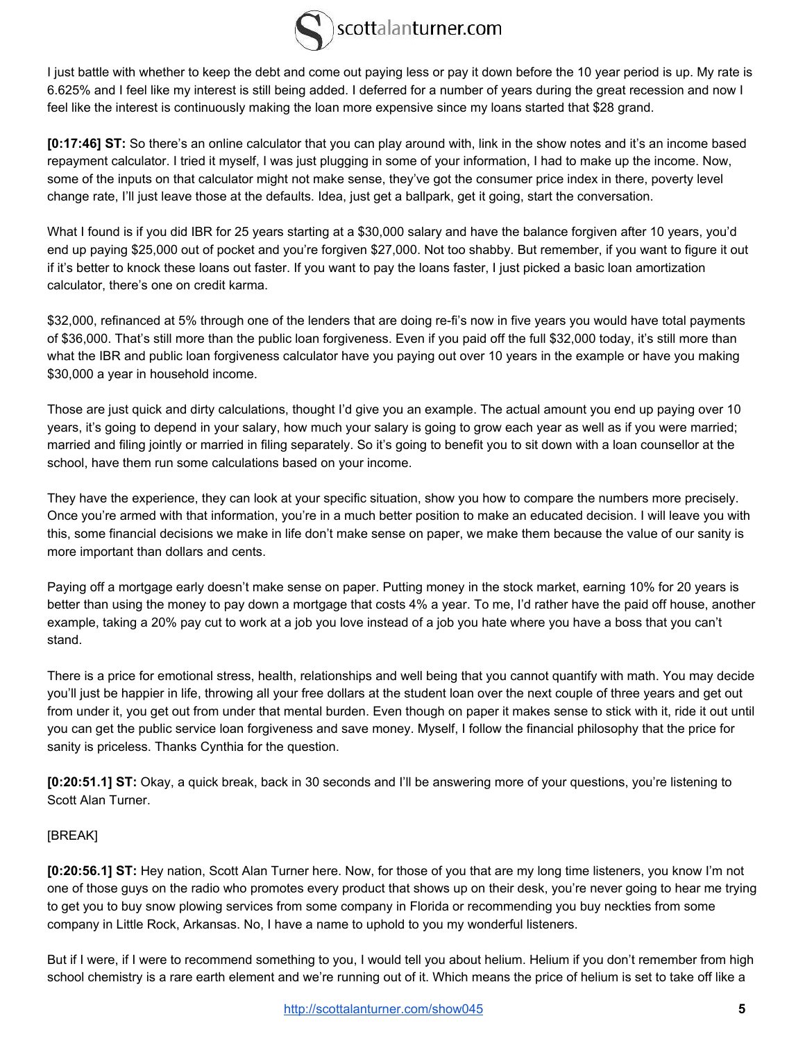I just battle with whether to keep the debt and come out paying less or pay it down before the 10 year period is up. My rate is 6.625% and I feel like my interest is still being added. I deferred for a number of years during the great recession and now I feel like the interest is continuously making the loan more expensive since my loans started that $28 grand.

**[0:17:46] ST:** So there's an online calculator that you can play around with, link in the show notes and it's an income based repayment calculator. I tried it myself, I was just plugging in some of your information, I had to make up the income. Now, some of the inputs on that calculator might not make sense, they've got the consumer price index in there, poverty level change rate, I'll just leave those at the defaults. Idea, just get a ballpark, get it going, start the conversation.

What I found is if you did IBR for 25 years starting at a $30,000 salary and have the balance forgiven after 10 years, you'd end up paying $25,000 out of pocket and you're forgiven $27,000. Not too shabby. But remember, if you want to figure it out if it's better to knock these loans out faster. If you want to pay the loans faster, I just picked a basic loan amortization calculator, there's one on credit karma.

$32,000, refinanced at 5% through one of the lenders that are doing re-fi's now in five years you would have total payments of $36,000. That's still more than the public loan forgiveness. Even if you paid off the full $32,000 today, it's still more than what the IBR and public loan forgiveness calculator have you paying out over 10 years in the example or have you making $30,000 a year in household income.

Those are just quick and dirty calculations, thought I'd give you an example. The actual amount you end up paying over 10 years, it's going to depend in your salary, how much your salary is going to grow each year as well as if you were married; married and filing jointly or married in filing separately. So it's going to benefit you to sit down with a loan counsellor at the school, have them run some calculations based on your income.

They have the experience, they can look at your specific situation, show you how to compare the numbers more precisely. Once you're armed with that information, you're in a much better position to make an educated decision. I will leave you with this, some financial decisions we make in life don't make sense on paper, we make them because the value of our sanity is more important than dollars and cents.

Paying off a mortgage early doesn't make sense on paper. Putting money in the stock market, earning 10% for 20 years is better than using the money to pay down a mortgage that costs 4% a year. To me, I'd rather have the paid off house, another example, taking a 20% pay cut to work at a job you love instead of a job you hate where you have a boss that you can't stand.

There is a price for emotional stress, health, relationships and well being that you cannot quantify with math. You may decide you'll just be happier in life, throwing all your free dollars at the student loan over the next couple of three years and get out from under it, you get out from under that mental burden. Even though on paper it makes sense to stick with it, ride it out until you can get the public service loan forgiveness and save money. Myself, I follow the financial philosophy that the price for sanity is priceless. Thanks Cynthia for the question.

**[0:20:51.1] ST:** Okay, a quick break, back in 30 seconds and I'll be answering more of your questions, you're listening to Scott Alan Turner.

[BREAK]

**[0:20:56.1] ST:** Hey nation, Scott Alan Turner here. Now, for those of you that are my long time listeners, you know I'm not one of those guys on the radio who promotes every product that shows up on their desk, you're never going to hear me trying to get you to buy snow plowing services from some company in Florida or recommending you buy neckties from some company in Little Rock, Arkansas. No, I have a name to uphold to you my wonderful listeners.

But if I were, if I were to recommend something to you, I would tell you about helium. Helium if you don't remember from high school chemistry is a rare earth element and we're running out of it. Which means the price of helium is set to take off like a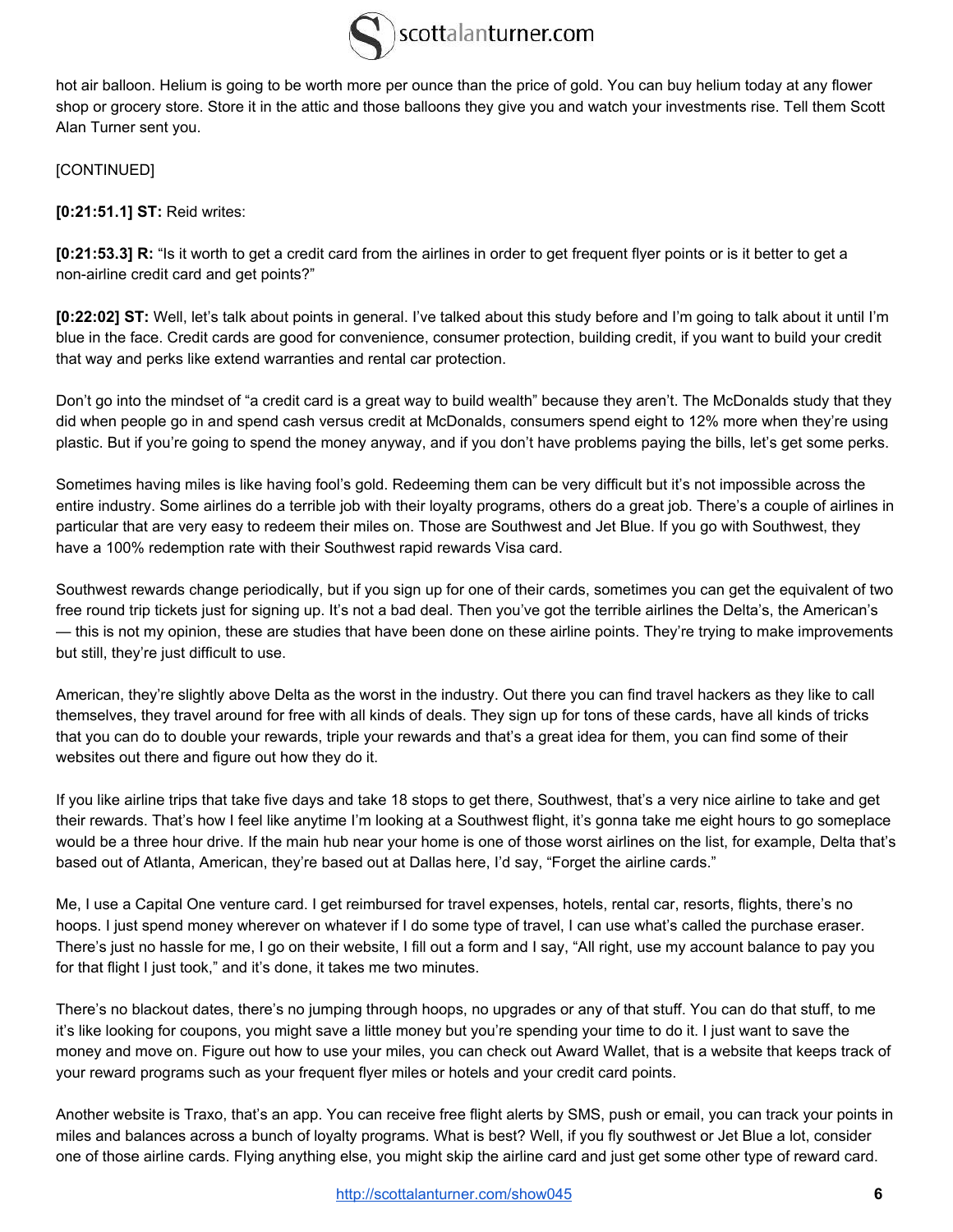hot air balloon. Helium is going to be worth more per ounce than the price of gold. You can buy helium today at any flower shop or grocery store. Store it in the attic and those balloons they give you and watch your investments rise. Tell them Scott Alan Turner sent you.

[CONTINUED]

**[0:21:51.1] ST:** Reid writes:

**[0:21:53.3] R:** "Is it worth to get a credit card from the airlines in order to get frequent flyer points or is it better to get a non-airline credit card and get points?"

**[0:22:02] ST:** Well, let's talk about points in general. I've talked about this study before and I'm going to talk about it until I'm blue in the face. Credit cards are good for convenience, consumer protection, building credit, if you want to build your credit that way and perks like extend warranties and rental car protection.

Don't go into the mindset of "a credit card is a great way to build wealth" because they aren't. The McDonalds study that they did when people go in and spend cash versus credit at McDonalds, consumers spend eight to 12% more when they're using plastic. But if you're going to spend the money anyway, and if you don't have problems paying the bills, let's get some perks.

Sometimes having miles is like having fool's gold. Redeeming them can be very difficult but it's not impossible across the entire industry. Some airlines do a terrible job with their loyalty programs, others do a great job. There's a couple of airlines in particular that are very easy to redeem their miles on. Those are Southwest and Jet Blue. If you go with Southwest, they have a 100% redemption rate with their Southwest rapid rewards Visa card.

Southwest rewards change periodically, but if you sign up for one of their cards, sometimes you can get the equivalent of two free round trip tickets just for signing up. It's not a bad deal. Then you've got the terrible airlines the Delta's, the American's — this is not my opinion, these are studies that have been done on these airline points. They're trying to make improvements but still, they're just difficult to use.

American, they're slightly above Delta as the worst in the industry. Out there you can find travel hackers as they like to call themselves, they travel around for free with all kinds of deals. They sign up for tons of these cards, have all kinds of tricks that you can do to double your rewards, triple your rewards and that's a great idea for them, you can find some of their websites out there and figure out how they do it.

If you like airline trips that take five days and take 18 stops to get there, Southwest, that's a very nice airline to take and get their rewards. That's how I feel like anytime I'm looking at a Southwest flight, it's gonna take me eight hours to go someplace would be a three hour drive. If the main hub near your home is one of those worst airlines on the list, for example, Delta that's based out of Atlanta, American, they're based out at Dallas here, I'd say, "Forget the airline cards."

Me, I use a Capital One venture card. I get reimbursed for travel expenses, hotels, rental car, resorts, flights, there's no hoops. I just spend money wherever on whatever if I do some type of travel, I can use what's called the purchase eraser. There's just no hassle for me, I go on their website, I fill out a form and I say, "All right, use my account balance to pay you for that flight I just took," and it's done, it takes me two minutes.

There's no blackout dates, there's no jumping through hoops, no upgrades or any of that stuff. You can do that stuff, to me it's like looking for coupons, you might save a little money but you're spending your time to do it. I just want to save the money and move on. Figure out how to use your miles, you can check out Award Wallet, that is a website that keeps track of your reward programs such as your frequent flyer miles or hotels and your credit card points.

Another website is Traxo, that's an app. You can receive free flight alerts by SMS, push or email, you can track your points in miles and balances across a bunch of loyalty programs. What is best? Well, if you fly southwest or Jet Blue a lot, consider one of those airline cards. Flying anything else, you might skip the airline card and just get some other type of reward card.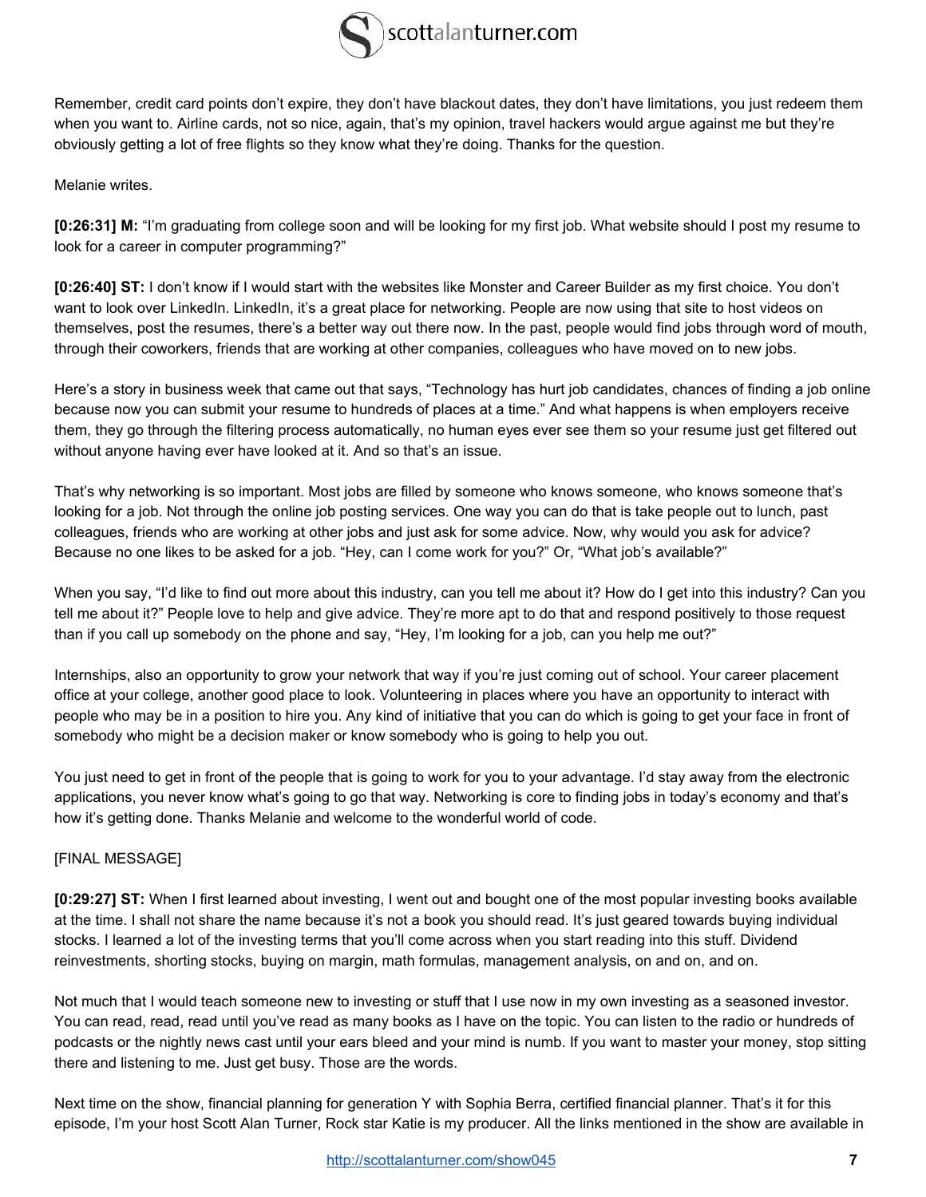Remember, credit card points don't expire, they don't have blackout dates, they don't have limitations, you just redeem them when you want to. Airline cards, not so nice, again, that's my opinion, travel hackers would argue against me but they're obviously getting a lot of free flights so they know what they're doing. Thanks for the question.

Melanie writes.

**[0:26:31] M:** "I'm graduating from college soon and will be looking for my first job. What website should I post my resume to look for a career in computer programming?"

**[0:26:40] ST:** I don't know if I would start with the websites like Monster and Career Builder as my first choice. You don't want to look over LinkedIn. LinkedIn, it's a great place for networking. People are now using that site to host videos on themselves, post the resumes, there's a better way out there now. In the past, people would find jobs through word of mouth, through their coworkers, friends that are working at other companies, colleagues who have moved on to new jobs.

Here's a story in business week that came out that says, "Technology has hurt job candidates, chances of finding a job online because now you can submit your resume to hundreds of places at a time." And what happens is when employers receive them, they go through the filtering process automatically, no human eyes ever see them so your resume just get filtered out without anyone having ever have looked at it. And so that's an issue.

That's why networking is so important. Most jobs are filled by someone who knows someone, who knows someone that's looking for a job. Not through the online job posting services. One way you can do that is take people out to lunch, past colleagues, friends who are working at other jobs and just ask for some advice. Now, why would you ask for advice? Because no one likes to be asked for a job. "Hey, can I come work for you?" Or, "What job's available?"

When you say, "I'd like to find out more about this industry, can you tell me about it? How do I get into this industry? Can you tell me about it?" People love to help and give advice. They're more apt to do that and respond positively to those request than if you call up somebody on the phone and say, "Hey, I'm looking for a job, can you help me out?"

Internships, also an opportunity to grow your network that way if you're just coming out of school. Your career placement office at your college, another good place to look. Volunteering in places where you have an opportunity to interact with people who may be in a position to hire you. Any kind of initiative that you can do which is going to get your face in front of somebody who might be a decision maker or know somebody who is going to help you out.

You just need to get in front of the people that is going to work for you to your advantage. I'd stay away from the electronic applications, you never know what's going to go that way. Networking is core to finding jobs in today's economy and that's how it's getting done. Thanks Melanie and welcome to the wonderful world of code.

[FINAL MESSAGE]

**[0:29:27] ST:** When I first learned about investing, I went out and bought one of the most popular investing books available at the time. I shall not share the name because it's not a book you should read. It's just geared towards buying individual stocks. I learned a lot of the investing terms that you'll come across when you start reading into this stuff. Dividend reinvestments, shorting stocks, buying on margin, math formulas, management analysis, on and on, and on.

Not much that I would teach someone new to investing or stuff that I use now in my own investing as a seasoned investor. You can read, read, read until you've read as many books as I have on the topic. You can listen to the radio or hundreds of podcasts or the nightly news cast until your ears bleed and your mind is numb. If you want to master your money, stop sitting there and listening to me. Just get busy. Those are the words.

Next time on the show, financial planning for generation Y with Sophia Berra, certified financial planner. That's it for this episode, I'm your host Scott Alan Turner, Rock star Katie is my producer. All the links mentioned in the show are available in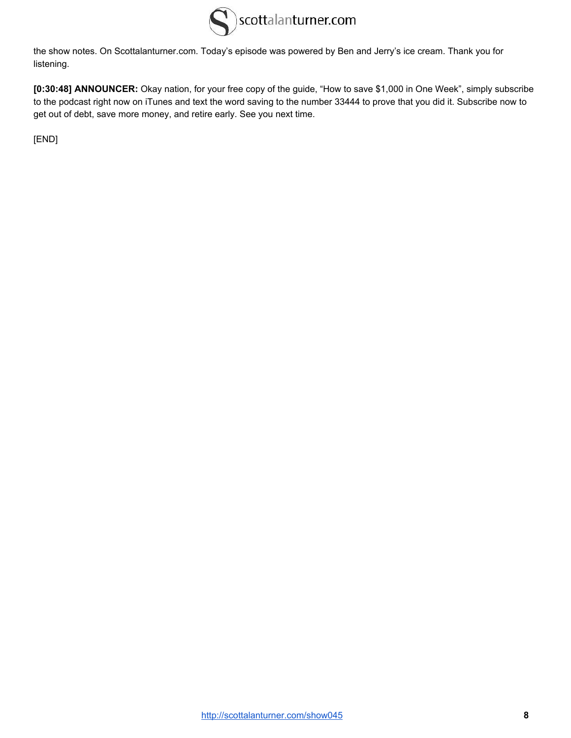the show notes. On Scottalanturner.com. Today's episode was powered by Ben and Jerry's ice cream. Thank you for listening.

**[0:30:48] ANNOUNCER:** Okay nation, for your free copy of the guide, "How to save $1,000 in One Week", simply subscribe to the podcast right now on iTunes and text the word saving to the number 33444 to prove that you did it. Subscribe now to get out of debt, save more money, and retire early. See you next time.

[END]